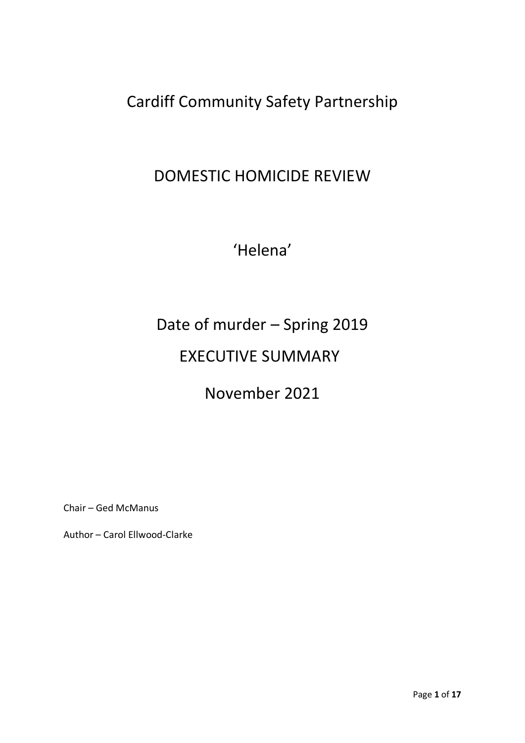# Cardiff Community Safety Partnership

# DOMESTIC HOMICIDE REVIEW

# 'Helena'

## Date of murder – Spring 2019

## EXECUTIVE SUMMARY

## November 2021

Chair – Ged McManus

Author – Carol Ellwood-Clarke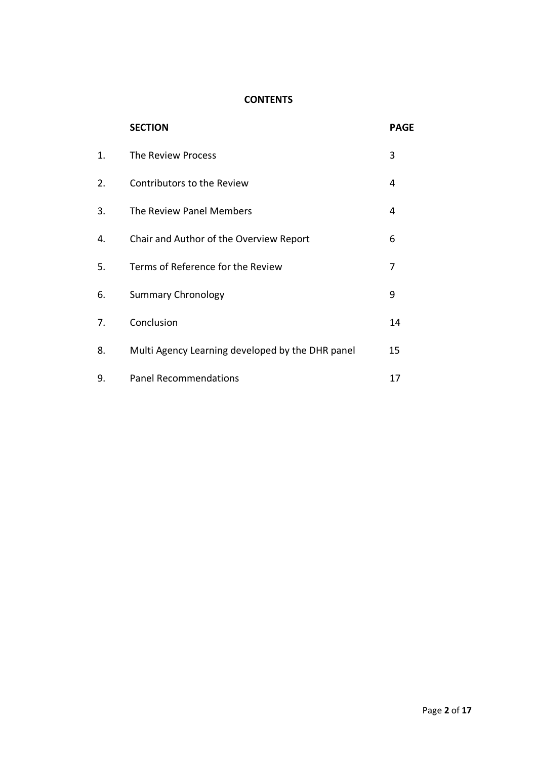**CONTENTS**

| | SECTION | PAGE |
|---|---|---|
| 1. | The Review Process | 3 |
| 2. | Contributors to the Review | 4 |
| 3. | The Review Panel Members | 4 |
| 4. | Chair and Author of the Overview Report | 6 |
| 5. | Terms of Reference for the Review | 7 |
| 6. | Summary Chronology | 9 |
| 7. | Conclusion | 14 |
| 8. | Multi Agency Learning developed by the DHR panel | 15 |
| 9. | Panel Recommendations | 17 |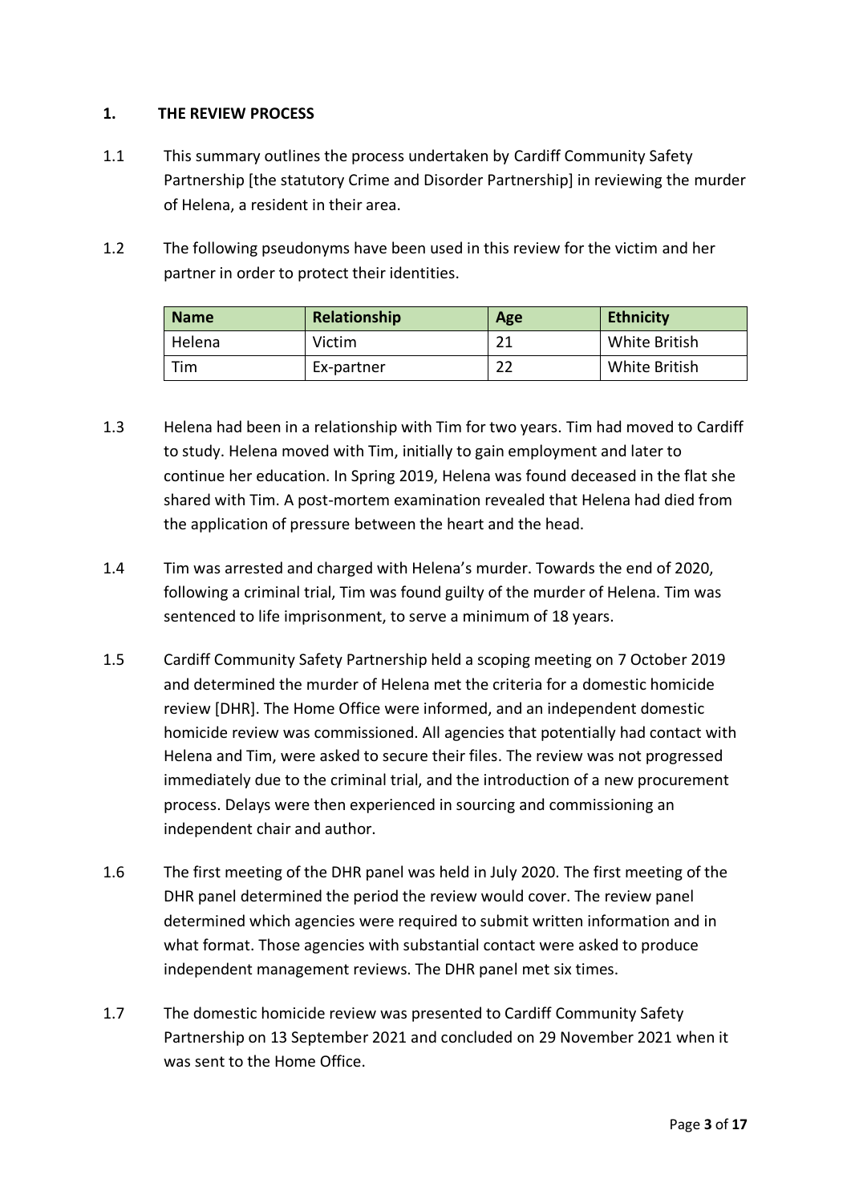## 1. THE REVIEW PROCESS

1.1 This summary outlines the process undertaken by Cardiff Community Safety Partnership [the statutory Crime and Disorder Partnership] in reviewing the murder of Helena, a resident in their area.

1.2 The following pseudonyms have been used in this review for the victim and her partner in order to protect their identities.

| Name | Relationship | Age | Ethnicity |
| --- | --- | --- | --- |
| Helena | Victim | 21 | White British |
| Tim | Ex-partner | 22 | White British |

1.3 Helena had been in a relationship with Tim for two years. Tim had moved to Cardiff to study. Helena moved with Tim, initially to gain employment and later to continue her education. In Spring 2019, Helena was found deceased in the flat she shared with Tim. A post-mortem examination revealed that Helena had died from the application of pressure between the heart and the head.

1.4 Tim was arrested and charged with Helena's murder. Towards the end of 2020, following a criminal trial, Tim was found guilty of the murder of Helena. Tim was sentenced to life imprisonment, to serve a minimum of 18 years.

1.5 Cardiff Community Safety Partnership held a scoping meeting on 7 October 2019 and determined the murder of Helena met the criteria for a domestic homicide review [DHR]. The Home Office were informed, and an independent domestic homicide review was commissioned. All agencies that potentially had contact with Helena and Tim, were asked to secure their files. The review was not progressed immediately due to the criminal trial, and the introduction of a new procurement process. Delays were then experienced in sourcing and commissioning an independent chair and author.

1.6 The first meeting of the DHR panel was held in July 2020. The first meeting of the DHR panel determined the period the review would cover. The review panel determined which agencies were required to submit written information and in what format. Those agencies with substantial contact were asked to produce independent management reviews. The DHR panel met six times.

1.7 The domestic homicide review was presented to Cardiff Community Safety Partnership on 13 September 2021 and concluded on 29 November 2021 when it was sent to the Home Office.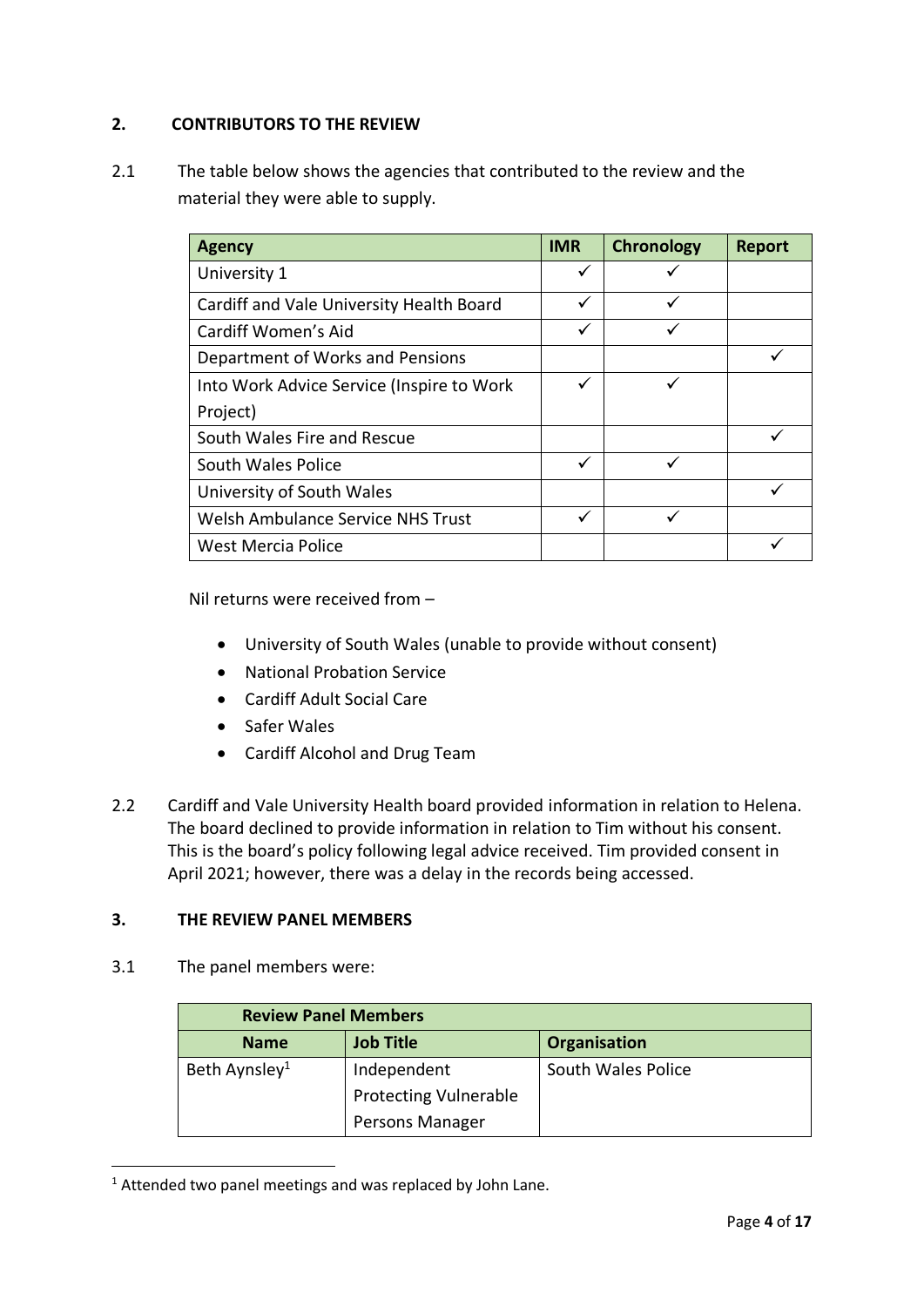## 2. CONTRIBUTORS TO THE REVIEW

2.1 The table below shows the agencies that contributed to the review and the material they were able to supply.

| Agency | IMR | Chronology | Report |
|---|---|---|---|
| University 1 | ✓ | ✓ | |
| Cardiff and Vale University Health Board | ✓ | ✓ | |
| Cardiff Women's Aid | ✓ | ✓ | |
| Department of Works and Pensions | | | ✓ |
| Into Work Advice Service (Inspire to Work Project) | ✓ | ✓ | |
| South Wales Fire and Rescue | | | ✓ |
| South Wales Police | ✓ | ✓ | |
| University of South Wales | | | ✓ |
| Welsh Ambulance Service NHS Trust | ✓ | ✓ | |
| West Mercia Police | | | ✓ |

Nil returns were received from –

- University of South Wales (unable to provide without consent)
- National Probation Service
- Cardiff Adult Social Care
- Safer Wales
- Cardiff Alcohol and Drug Team

2.2 Cardiff and Vale University Health board provided information in relation to Helena. The board declined to provide information in relation to Tim without his consent. This is the board's policy following legal advice received. Tim provided consent in April 2021; however, there was a delay in the records being accessed.

## 3. THE REVIEW PANEL MEMBERS

3.1 The panel members were:

| Review Panel Members | | |
|---|---|---|
| **Name** | **Job Title** | **Organisation** |
| Beth Aynsley[1] | Independent Protecting Vulnerable Persons Manager | South Wales Police |

[1] Attended two panel meetings and was replaced by John Lane.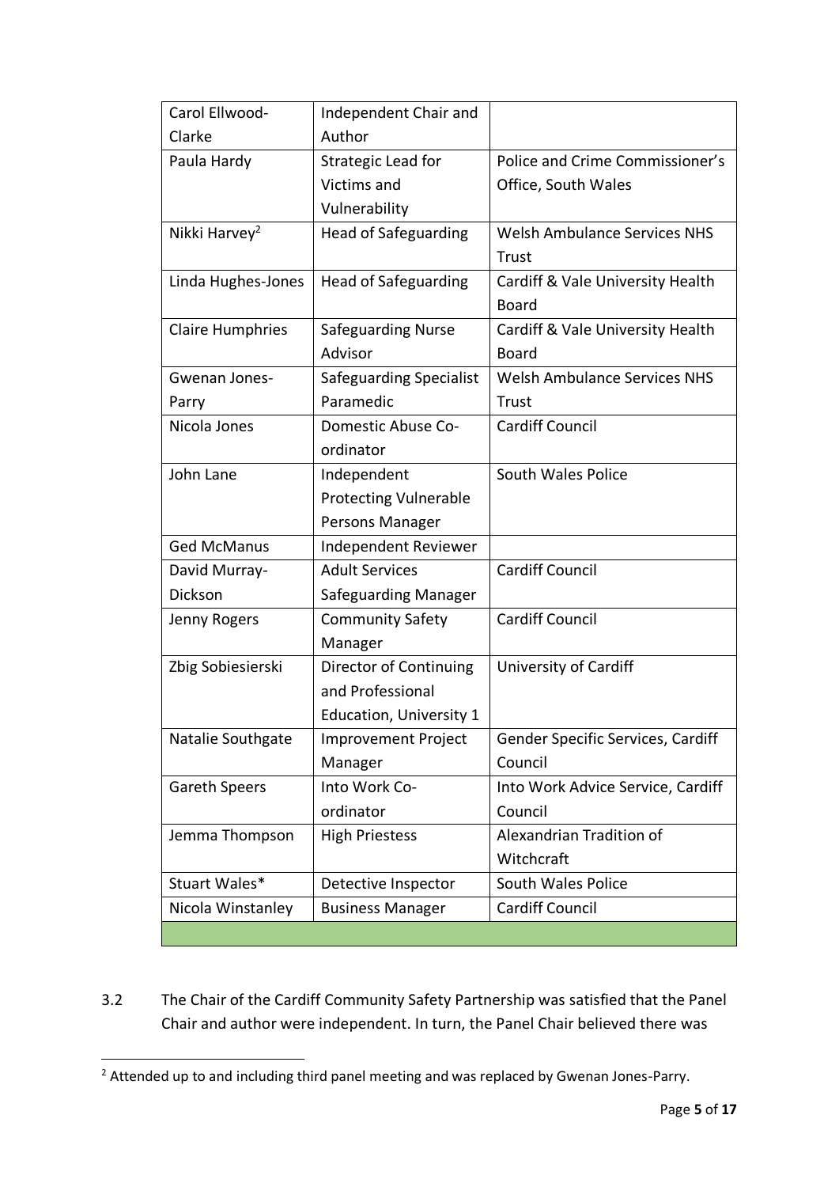| Carol Ellwood-Clarke | Independent Chair and Author | |
|---|---|---|
| Paula Hardy | Strategic Lead for Victims and Vulnerability | Police and Crime Commissioner's Office, South Wales |
| Nikki Harvey[2] | Head of Safeguarding | Welsh Ambulance Services NHS Trust |
| Linda Hughes-Jones | Head of Safeguarding | Cardiff & Vale University Health Board |
| Claire Humphries | Safeguarding Nurse Advisor | Cardiff & Vale University Health Board |
| Gwenan Jones-Parry | Safeguarding Specialist Paramedic | Welsh Ambulance Services NHS Trust |
| Nicola Jones | Domestic Abuse Co-ordinator | Cardiff Council |
| John Lane | Independent Protecting Vulnerable Persons Manager | South Wales Police |
| Ged McManus | Independent Reviewer | |
| David Murray-Dickson | Adult Services Safeguarding Manager | Cardiff Council |
| Jenny Rogers | Community Safety Manager | Cardiff Council |
| Zbig Sobiesierski | Director of Continuing and Professional Education, University 1 | University of Cardiff |
| Natalie Southgate | Improvement Project Manager | Gender Specific Services, Cardiff Council |
| Gareth Speers | Into Work Co-ordinator | Into Work Advice Service, Cardiff Council |
| Jemma Thompson | High Priestess | Alexandrian Tradition of Witchcraft |
| Stuart Wales* | Detective Inspector | South Wales Police |
| Nicola Winstanley | Business Manager | Cardiff Council |
| | | |

3.2 The Chair of the Cardiff Community Safety Partnership was satisfied that the Panel Chair and author were independent. In turn, the Panel Chair believed there was

[2] Attended up to and including third panel meeting and was replaced by Gwenan Jones-Parry.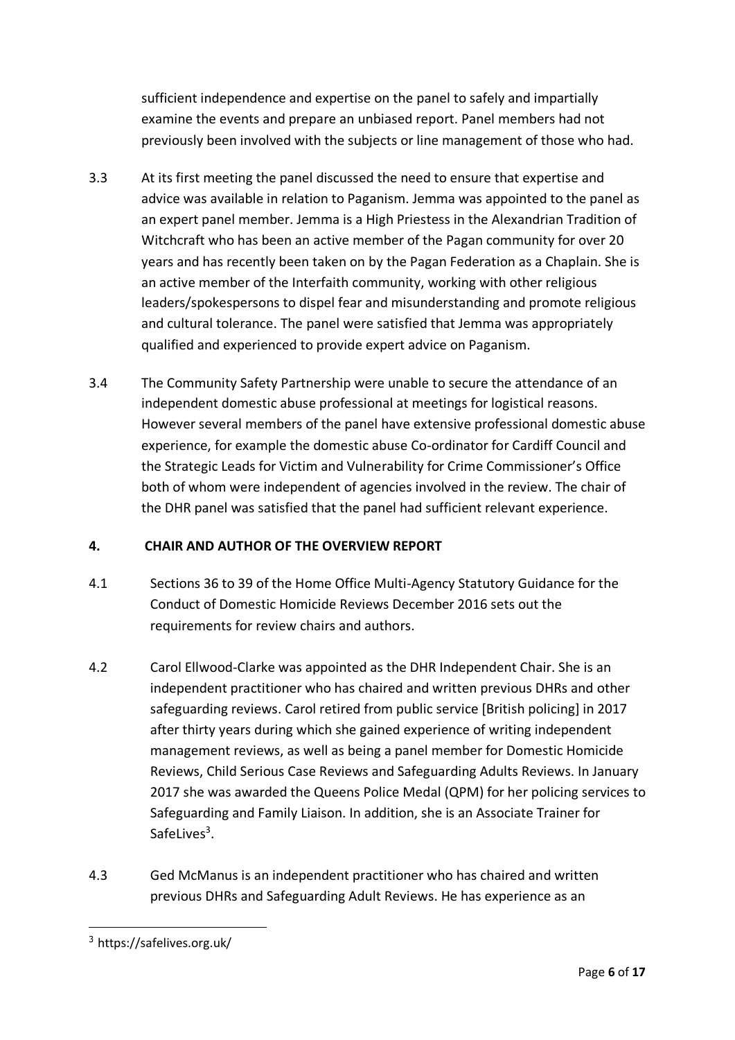sufficient independence and expertise on the panel to safely and impartially examine the events and prepare an unbiased report. Panel members had not previously been involved with the subjects or line management of those who had.

3.3 At its first meeting the panel discussed the need to ensure that expertise and advice was available in relation to Paganism. Jemma was appointed to the panel as an expert panel member. Jemma is a High Priestess in the Alexandrian Tradition of Witchcraft who has been an active member of the Pagan community for over 20 years and has recently been taken on by the Pagan Federation as a Chaplain. She is an active member of the Interfaith community, working with other religious leaders/spokespersons to dispel fear and misunderstanding and promote religious and cultural tolerance. The panel were satisfied that Jemma was appropriately qualified and experienced to provide expert advice on Paganism.

3.4 The Community Safety Partnership were unable to secure the attendance of an independent domestic abuse professional at meetings for logistical reasons. However several members of the panel have extensive professional domestic abuse experience, for example the domestic abuse Co-ordinator for Cardiff Council and the Strategic Leads for Victim and Vulnerability for Crime Commissioner's Office both of whom were independent of agencies involved in the review. The chair of the DHR panel was satisfied that the panel had sufficient relevant experience.

## 4. CHAIR AND AUTHOR OF THE OVERVIEW REPORT

4.1 Sections 36 to 39 of the Home Office Multi-Agency Statutory Guidance for the Conduct of Domestic Homicide Reviews December 2016 sets out the requirements for review chairs and authors.

4.2 Carol Ellwood-Clarke was appointed as the DHR Independent Chair. She is an independent practitioner who has chaired and written previous DHRs and other safeguarding reviews. Carol retired from public service [British policing] in 2017 after thirty years during which she gained experience of writing independent management reviews, as well as being a panel member for Domestic Homicide Reviews, Child Serious Case Reviews and Safeguarding Adults Reviews. In January 2017 she was awarded the Queens Police Medal (QPM) for her policing services to Safeguarding and Family Liaison. In addition, she is an Associate Trainer for SafeLives[3].

4.3 Ged McManus is an independent practitioner who has chaired and written previous DHRs and Safeguarding Adult Reviews. He has experience as an

---

[3] https://safelives.org.uk/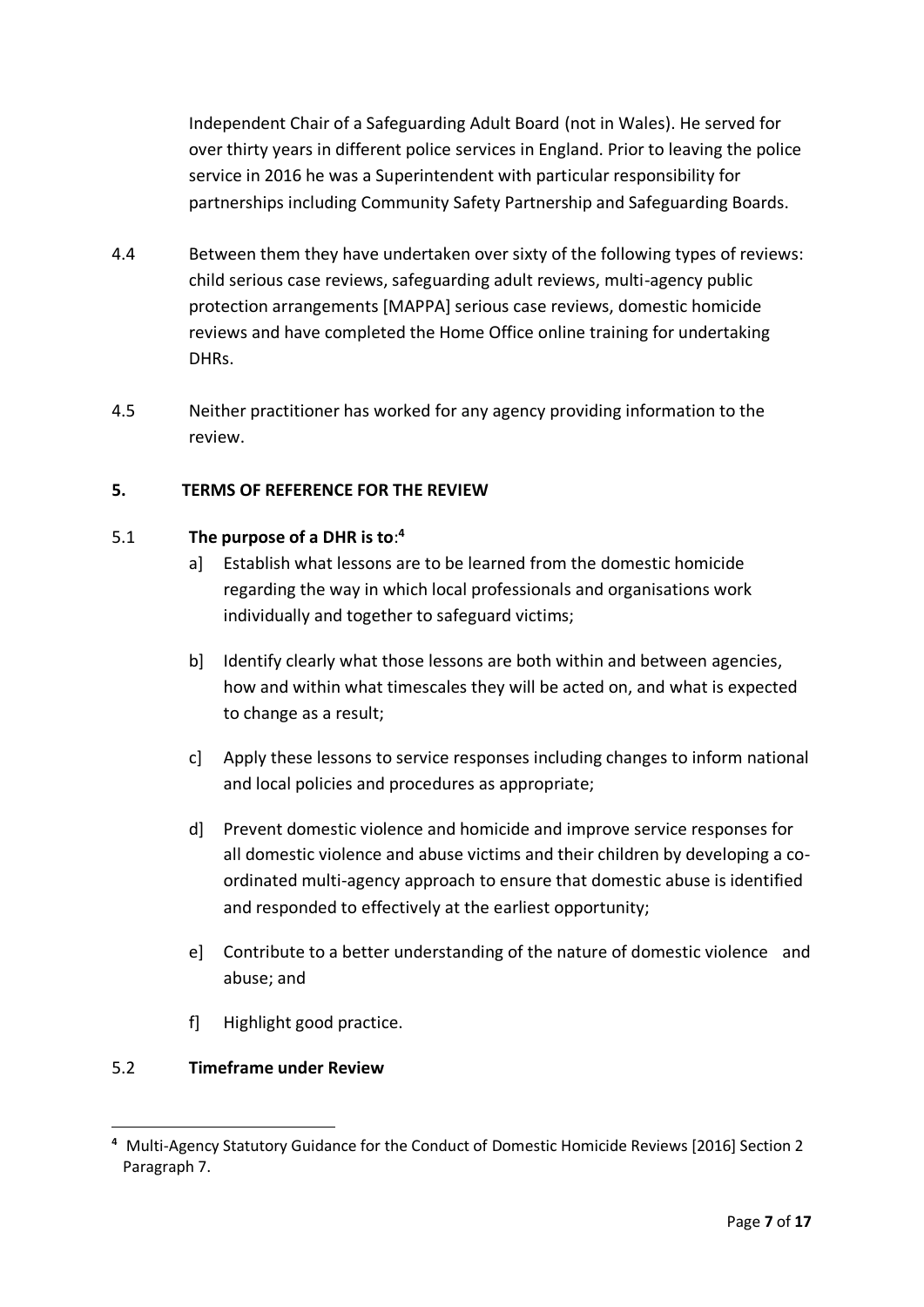Independent Chair of a Safeguarding Adult Board (not in Wales). He served for over thirty years in different police services in England. Prior to leaving the police service in 2016 he was a Superintendent with particular responsibility for partnerships including Community Safety Partnership and Safeguarding Boards.

4.4 Between them they have undertaken over sixty of the following types of reviews: child serious case reviews, safeguarding adult reviews, multi-agency public protection arrangements [MAPPA] serious case reviews, domestic homicide reviews and have completed the Home Office online training for undertaking DHRs.

4.5 Neither practitioner has worked for any agency providing information to the review.

## 5. TERMS OF REFERENCE FOR THE REVIEW

5.1 **The purpose of a DHR is to**:[4]

a] Establish what lessons are to be learned from the domestic homicide regarding the way in which local professionals and organisations work individually and together to safeguard victims;

b] Identify clearly what those lessons are both within and between agencies, how and within what timescales they will be acted on, and what is expected to change as a result;

c] Apply these lessons to service responses including changes to inform national and local policies and procedures as appropriate;

d] Prevent domestic violence and homicide and improve service responses for all domestic violence and abuse victims and their children by developing a co-ordinated multi-agency approach to ensure that domestic abuse is identified and responded to effectively at the earliest opportunity;

e] Contribute to a better understanding of the nature of domestic violence and abuse; and

f] Highlight good practice.

5.2 **Timeframe under Review**

---

[4] Multi-Agency Statutory Guidance for the Conduct of Domestic Homicide Reviews [2016] Section 2 Paragraph 7.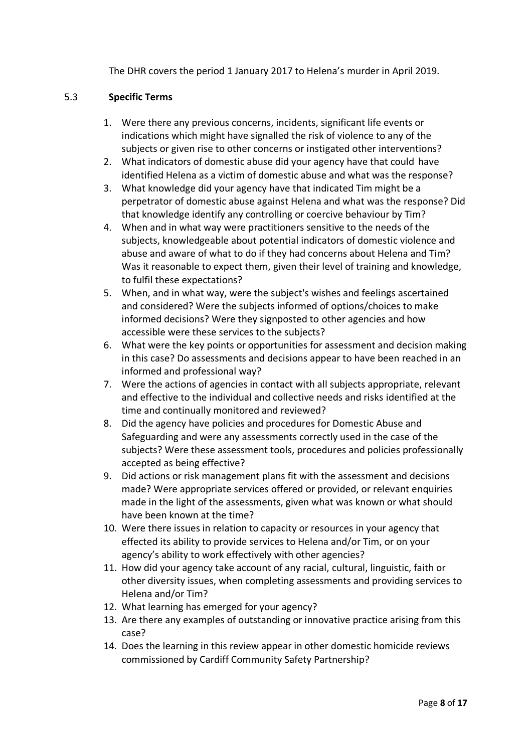The DHR covers the period 1 January 2017 to Helena's murder in April 2019.

### 5.3 Specific Terms

1. Were there any previous concerns, incidents, significant life events or indications which might have signalled the risk of violence to any of the subjects or given rise to other concerns or instigated other interventions?
2. What indicators of domestic abuse did your agency have that could have identified Helena as a victim of domestic abuse and what was the response?
3. What knowledge did your agency have that indicated Tim might be a perpetrator of domestic abuse against Helena and what was the response? Did that knowledge identify any controlling or coercive behaviour by Tim?
4. When and in what way were practitioners sensitive to the needs of the subjects, knowledgeable about potential indicators of domestic violence and abuse and aware of what to do if they had concerns about Helena and Tim? Was it reasonable to expect them, given their level of training and knowledge, to fulfil these expectations?
5. When, and in what way, were the subject's wishes and feelings ascertained and considered? Were the subjects informed of options/choices to make informed decisions? Were they signposted to other agencies and how accessible were these services to the subjects?
6. What were the key points or opportunities for assessment and decision making in this case? Do assessments and decisions appear to have been reached in an informed and professional way?
7. Were the actions of agencies in contact with all subjects appropriate, relevant and effective to the individual and collective needs and risks identified at the time and continually monitored and reviewed?
8. Did the agency have policies and procedures for Domestic Abuse and Safeguarding and were any assessments correctly used in the case of the subjects? Were these assessment tools, procedures and policies professionally accepted as being effective?
9. Did actions or risk management plans fit with the assessment and decisions made? Were appropriate services offered or provided, or relevant enquiries made in the light of the assessments, given what was known or what should have been known at the time?
10. Were there issues in relation to capacity or resources in your agency that effected its ability to provide services to Helena and/or Tim, or on your agency's ability to work effectively with other agencies?
11. How did your agency take account of any racial, cultural, linguistic, faith or other diversity issues, when completing assessments and providing services to Helena and/or Tim?
12. What learning has emerged for your agency?
13. Are there any examples of outstanding or innovative practice arising from this case?
14. Does the learning in this review appear in other domestic homicide reviews commissioned by Cardiff Community Safety Partnership?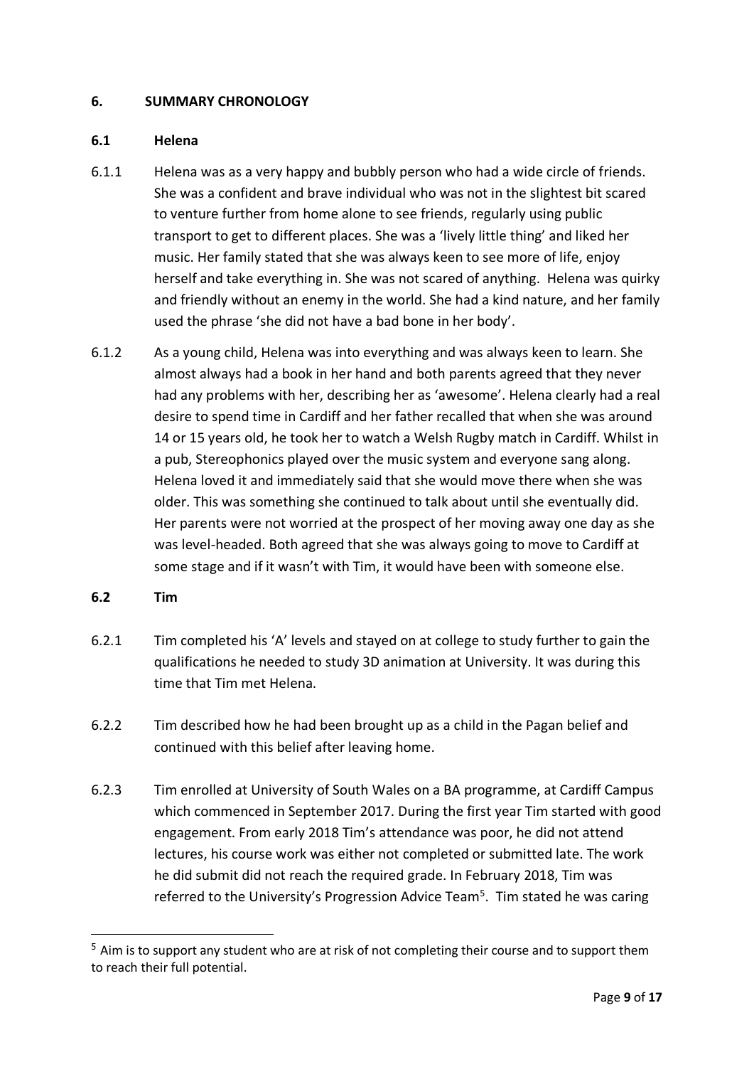## 6. SUMMARY CHRONOLOGY

### 6.1 Helena

6.1.1 Helena was as a very happy and bubbly person who had a wide circle of friends. She was a confident and brave individual who was not in the slightest bit scared to venture further from home alone to see friends, regularly using public transport to get to different places. She was a 'lively little thing' and liked her music. Her family stated that she was always keen to see more of life, enjoy herself and take everything in. She was not scared of anything. Helena was quirky and friendly without an enemy in the world. She had a kind nature, and her family used the phrase 'she did not have a bad bone in her body'.

6.1.2 As a young child, Helena was into everything and was always keen to learn. She almost always had a book in her hand and both parents agreed that they never had any problems with her, describing her as 'awesome'. Helena clearly had a real desire to spend time in Cardiff and her father recalled that when she was around 14 or 15 years old, he took her to watch a Welsh Rugby match in Cardiff. Whilst in a pub, Stereophonics played over the music system and everyone sang along. Helena loved it and immediately said that she would move there when she was older. This was something she continued to talk about until she eventually did. Her parents were not worried at the prospect of her moving away one day as she was level-headed. Both agreed that she was always going to move to Cardiff at some stage and if it wasn't with Tim, it would have been with someone else.

### 6.2 Tim

6.2.1 Tim completed his 'A' levels and stayed on at college to study further to gain the qualifications he needed to study 3D animation at University. It was during this time that Tim met Helena.

6.2.2 Tim described how he had been brought up as a child in the Pagan belief and continued with this belief after leaving home.

6.2.3 Tim enrolled at University of South Wales on a BA programme, at Cardiff Campus which commenced in September 2017. During the first year Tim started with good engagement. From early 2018 Tim's attendance was poor, he did not attend lectures, his course work was either not completed or submitted late. The work he did submit did not reach the required grade. In February 2018, Tim was referred to the University's Progression Advice Team[5]. Tim stated he was caring

[5] Aim is to support any student who are at risk of not completing their course and to support them to reach their full potential.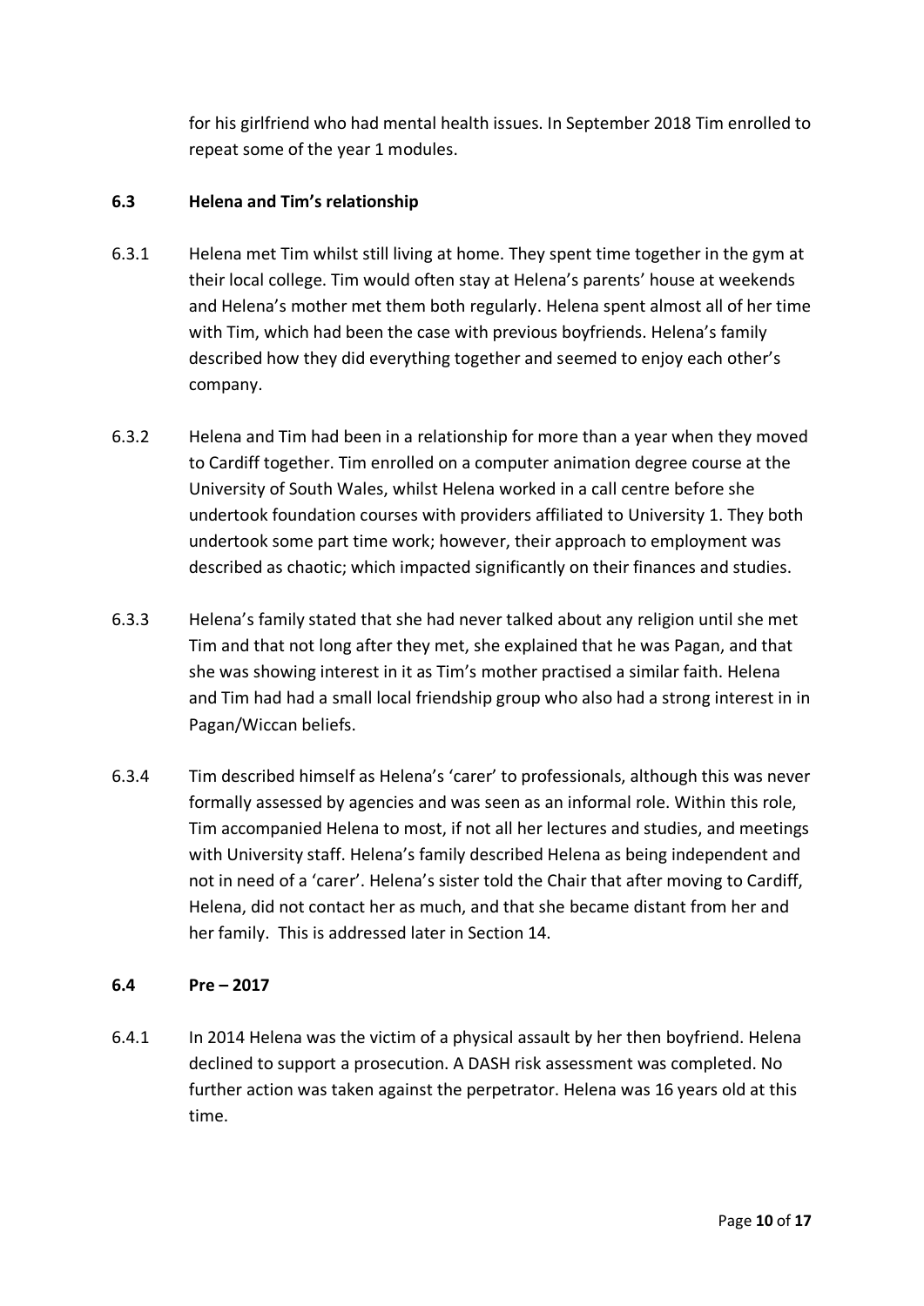for his girlfriend who had mental health issues. In September 2018 Tim enrolled to repeat some of the year 1 modules.

### 6.3 Helena and Tim's relationship

6.3.1 Helena met Tim whilst still living at home. They spent time together in the gym at their local college. Tim would often stay at Helena's parents' house at weekends and Helena's mother met them both regularly. Helena spent almost all of her time with Tim, which had been the case with previous boyfriends. Helena's family described how they did everything together and seemed to enjoy each other's company.

6.3.2 Helena and Tim had been in a relationship for more than a year when they moved to Cardiff together. Tim enrolled on a computer animation degree course at the University of South Wales, whilst Helena worked in a call centre before she undertook foundation courses with providers affiliated to University 1. They both undertook some part time work; however, their approach to employment was described as chaotic; which impacted significantly on their finances and studies.

6.3.3 Helena's family stated that she had never talked about any religion until she met Tim and that not long after they met, she explained that he was Pagan, and that she was showing interest in it as Tim's mother practised a similar faith. Helena and Tim had had a small local friendship group who also had a strong interest in in Pagan/Wiccan beliefs.

6.3.4 Tim described himself as Helena's 'carer' to professionals, although this was never formally assessed by agencies and was seen as an informal role. Within this role, Tim accompanied Helena to most, if not all her lectures and studies, and meetings with University staff. Helena's family described Helena as being independent and not in need of a 'carer'. Helena's sister told the Chair that after moving to Cardiff, Helena, did not contact her as much, and that she became distant from her and her family. This is addressed later in Section 14.

### 6.4 Pre – 2017

6.4.1 In 2014 Helena was the victim of a physical assault by her then boyfriend. Helena declined to support a prosecution. A DASH risk assessment was completed. No further action was taken against the perpetrator. Helena was 16 years old at this time.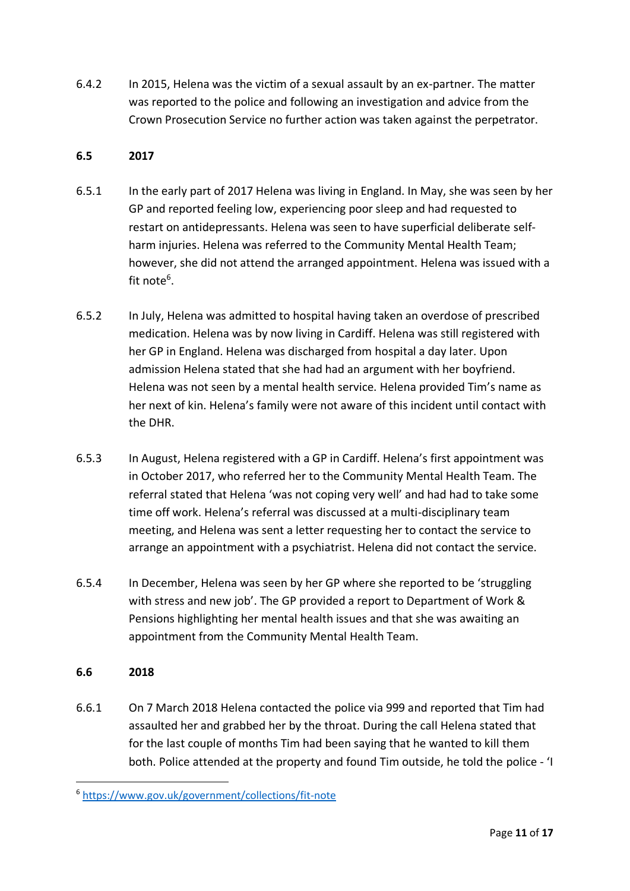6.4.2 In 2015, Helena was the victim of a sexual assault by an ex-partner. The matter was reported to the police and following an investigation and advice from the Crown Prosecution Service no further action was taken against the perpetrator.

### 6.5 2017

6.5.1 In the early part of 2017 Helena was living in England. In May, she was seen by her GP and reported feeling low, experiencing poor sleep and had requested to restart on antidepressants. Helena was seen to have superficial deliberate self-harm injuries. Helena was referred to the Community Mental Health Team; however, she did not attend the arranged appointment. Helena was issued with a fit note[6].

6.5.2 In July, Helena was admitted to hospital having taken an overdose of prescribed medication. Helena was by now living in Cardiff. Helena was still registered with her GP in England. Helena was discharged from hospital a day later. Upon admission Helena stated that she had had an argument with her boyfriend. Helena was not seen by a mental health service. Helena provided Tim's name as her next of kin. Helena's family were not aware of this incident until contact with the DHR.

6.5.3 In August, Helena registered with a GP in Cardiff. Helena's first appointment was in October 2017, who referred her to the Community Mental Health Team. The referral stated that Helena 'was not coping very well' and had had to take some time off work. Helena's referral was discussed at a multi-disciplinary team meeting, and Helena was sent a letter requesting her to contact the service to arrange an appointment with a psychiatrist. Helena did not contact the service.

6.5.4 In December, Helena was seen by her GP where she reported to be 'struggling with stress and new job'. The GP provided a report to Department of Work & Pensions highlighting her mental health issues and that she was awaiting an appointment from the Community Mental Health Team.

### 6.6 2018

6.6.1 On 7 March 2018 Helena contacted the police via 999 and reported that Tim had assaulted her and grabbed her by the throat. During the call Helena stated that for the last couple of months Tim had been saying that he wanted to kill them both. Police attended at the property and found Tim outside, he told the police - 'I

---

[6] https://www.gov.uk/government/collections/fit-note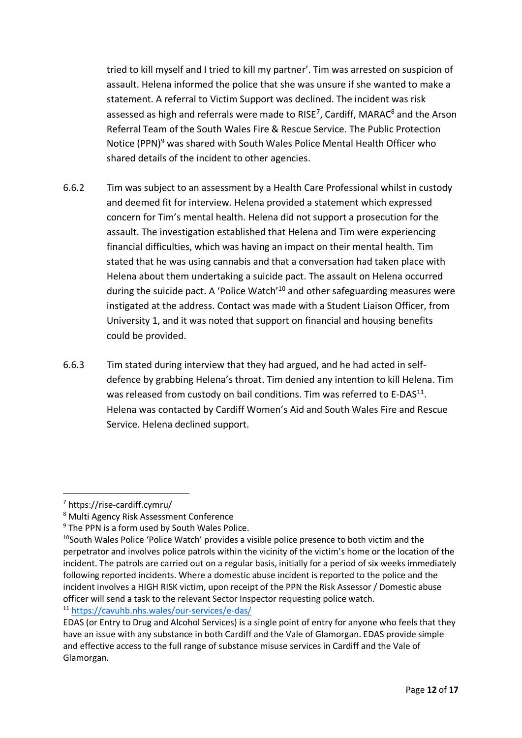tried to kill myself and I tried to kill my partner'. Tim was arrested on suspicion of assault. Helena informed the police that she was unsure if she wanted to make a statement. A referral to Victim Support was declined. The incident was risk assessed as high and referrals were made to RISE[7], Cardiff, MARAC[8] and the Arson Referral Team of the South Wales Fire & Rescue Service. The Public Protection Notice (PPN)[9] was shared with South Wales Police Mental Health Officer who shared details of the incident to other agencies.

6.6.2 Tim was subject to an assessment by a Health Care Professional whilst in custody and deemed fit for interview. Helena provided a statement which expressed concern for Tim's mental health. Helena did not support a prosecution for the assault. The investigation established that Helena and Tim were experiencing financial difficulties, which was having an impact on their mental health. Tim stated that he was using cannabis and that a conversation had taken place with Helena about them undertaking a suicide pact. The assault on Helena occurred during the suicide pact. A 'Police Watch'[10] and other safeguarding measures were instigated at the address. Contact was made with a Student Liaison Officer, from University 1, and it was noted that support on financial and housing benefits could be provided.

6.6.3 Tim stated during interview that they had argued, and he had acted in self-defence by grabbing Helena's throat. Tim denied any intention to kill Helena. Tim was released from custody on bail conditions. Tim was referred to E-DAS[11]. Helena was contacted by Cardiff Women's Aid and South Wales Fire and Rescue Service. Helena declined support.

---

[7] https://rise-cardiff.cymru/

[8] Multi Agency Risk Assessment Conference

[9] The PPN is a form used by South Wales Police.

[10] South Wales Police 'Police Watch' provides a visible police presence to both victim and the perpetrator and involves police patrols within the vicinity of the victim's home or the location of the incident. The patrols are carried out on a regular basis, initially for a period of six weeks immediately following reported incidents. Where a domestic abuse incident is reported to the police and the incident involves a HIGH RISK victim, upon receipt of the PPN the Risk Assessor / Domestic abuse officer will send a task to the relevant Sector Inspector requesting police watch.

[11] https://cavuhb.nhs.wales/our-services/e-das/

EDAS (or Entry to Drug and Alcohol Services) is a single point of entry for anyone who feels that they have an issue with any substance in both Cardiff and the Vale of Glamorgan. EDAS provide simple and effective access to the full range of substance misuse services in Cardiff and the Vale of Glamorgan.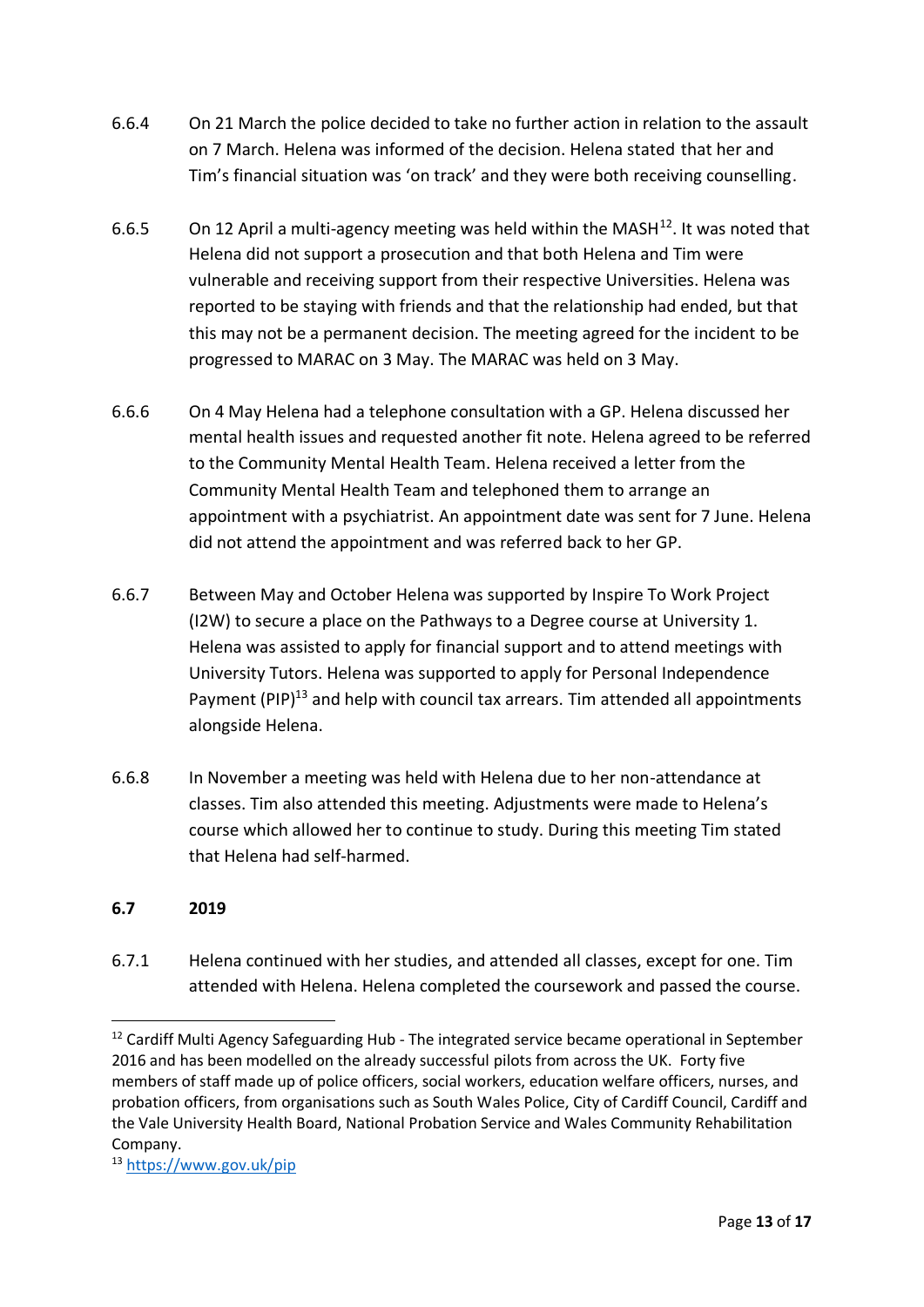6.6.4 On 21 March the police decided to take no further action in relation to the assault on 7 March. Helena was informed of the decision. Helena stated that her and Tim's financial situation was 'on track' and they were both receiving counselling.

6.6.5 On 12 April a multi-agency meeting was held within the MASH[12]. It was noted that Helena did not support a prosecution and that both Helena and Tim were vulnerable and receiving support from their respective Universities. Helena was reported to be staying with friends and that the relationship had ended, but that this may not be a permanent decision. The meeting agreed for the incident to be progressed to MARAC on 3 May. The MARAC was held on 3 May.

6.6.6 On 4 May Helena had a telephone consultation with a GP. Helena discussed her mental health issues and requested another fit note. Helena agreed to be referred to the Community Mental Health Team. Helena received a letter from the Community Mental Health Team and telephoned them to arrange an appointment with a psychiatrist. An appointment date was sent for 7 June. Helena did not attend the appointment and was referred back to her GP.

6.6.7 Between May and October Helena was supported by Inspire To Work Project (I2W) to secure a place on the Pathways to a Degree course at University 1. Helena was assisted to apply for financial support and to attend meetings with University Tutors. Helena was supported to apply for Personal Independence Payment (PIP)[13] and help with council tax arrears. Tim attended all appointments alongside Helena.

6.6.8 In November a meeting was held with Helena due to her non-attendance at classes. Tim also attended this meeting. Adjustments were made to Helena's course which allowed her to continue to study. During this meeting Tim stated that Helena had self-harmed.

### 6.7 2019

6.7.1 Helena continued with her studies, and attended all classes, except for one. Tim attended with Helena. Helena completed the coursework and passed the course.

---

[12] Cardiff Multi Agency Safeguarding Hub - The integrated service became operational in September 2016 and has been modelled on the already successful pilots from across the UK. Forty five members of staff made up of police officers, social workers, education welfare officers, nurses, and probation officers, from organisations such as South Wales Police, City of Cardiff Council, Cardiff and the Vale University Health Board, National Probation Service and Wales Community Rehabilitation Company.

[13] https://www.gov.uk/pip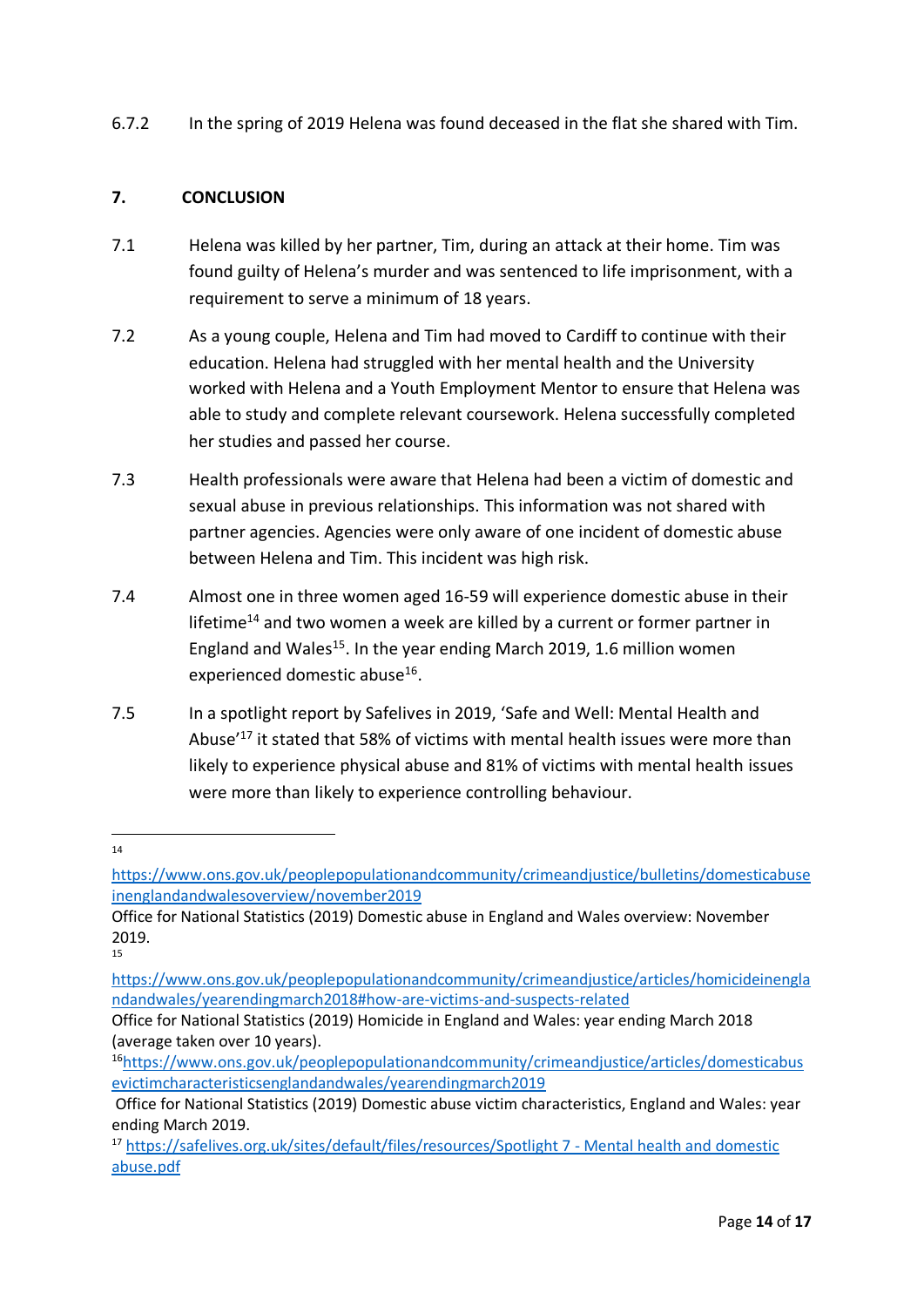6.7.2 In the spring of 2019 Helena was found deceased in the flat she shared with Tim.

## 7. CONCLUSION

7.1 Helena was killed by her partner, Tim, during an attack at their home. Tim was found guilty of Helena's murder and was sentenced to life imprisonment, with a requirement to serve a minimum of 18 years.

7.2 As a young couple, Helena and Tim had moved to Cardiff to continue with their education. Helena had struggled with her mental health and the University worked with Helena and a Youth Employment Mentor to ensure that Helena was able to study and complete relevant coursework. Helena successfully completed her studies and passed her course.

7.3 Health professionals were aware that Helena had been a victim of domestic and sexual abuse in previous relationships. This information was not shared with partner agencies. Agencies were only aware of one incident of domestic abuse between Helena and Tim. This incident was high risk.

7.4 Almost one in three women aged 16-59 will experience domestic abuse in their lifetime[14] and two women a week are killed by a current or former partner in England and Wales[15]. In the year ending March 2019, 1.6 million women experienced domestic abuse[16].

7.5 In a spotlight report by Safelives in 2019, 'Safe and Well: Mental Health and Abuse'[17] it stated that 58% of victims with mental health issues were more than likely to experience physical abuse and 81% of victims with mental health issues were more than likely to experience controlling behaviour.

---

[14] https://www.ons.gov.uk/peoplepopulationandcommunity/crimeandjustice/bulletins/domesticabuseinenglandandwalesoverview/november2019
Office for National Statistics (2019) Domestic abuse in England and Wales overview: November 2019.

[15] https://www.ons.gov.uk/peoplepopulationandcommunity/crimeandjustice/articles/homicideinenglandandwales/yearendingmarch2018#how-are-victims-and-suspects-related
Office for National Statistics (2019) Homicide in England and Wales: year ending March 2018 (average taken over 10 years).

[16] https://www.ons.gov.uk/peoplepopulationandcommunity/crimeandjustice/articles/domesticabusevictimcharacteristicsenglandandwales/yearendingmarch2019
Office for National Statistics (2019) Domestic abuse victim characteristics, England and Wales: year ending March 2019.

[17] https://safelives.org.uk/sites/default/files/resources/Spotlight 7 - Mental health and domestic abuse.pdf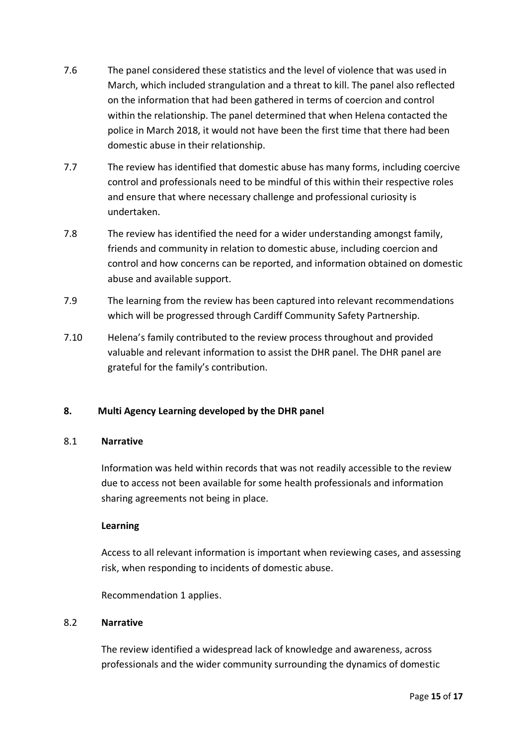7.6 The panel considered these statistics and the level of violence that was used in March, which included strangulation and a threat to kill. The panel also reflected on the information that had been gathered in terms of coercion and control within the relationship. The panel determined that when Helena contacted the police in March 2018, it would not have been the first time that there had been domestic abuse in their relationship.

7.7 The review has identified that domestic abuse has many forms, including coercive control and professionals need to be mindful of this within their respective roles and ensure that where necessary challenge and professional curiosity is undertaken.

7.8 The review has identified the need for a wider understanding amongst family, friends and community in relation to domestic abuse, including coercion and control and how concerns can be reported, and information obtained on domestic abuse and available support.

7.9 The learning from the review has been captured into relevant recommendations which will be progressed through Cardiff Community Safety Partnership.

7.10 Helena's family contributed to the review process throughout and provided valuable and relevant information to assist the DHR panel. The DHR panel are grateful for the family's contribution.

## 8. Multi Agency Learning developed by the DHR panel

8.1 **Narrative**

Information was held within records that was not readily accessible to the review due to access not been available for some health professionals and information sharing agreements not being in place.

**Learning**

Access to all relevant information is important when reviewing cases, and assessing risk, when responding to incidents of domestic abuse.

Recommendation 1 applies.

8.2 **Narrative**

The review identified a widespread lack of knowledge and awareness, across professionals and the wider community surrounding the dynamics of domestic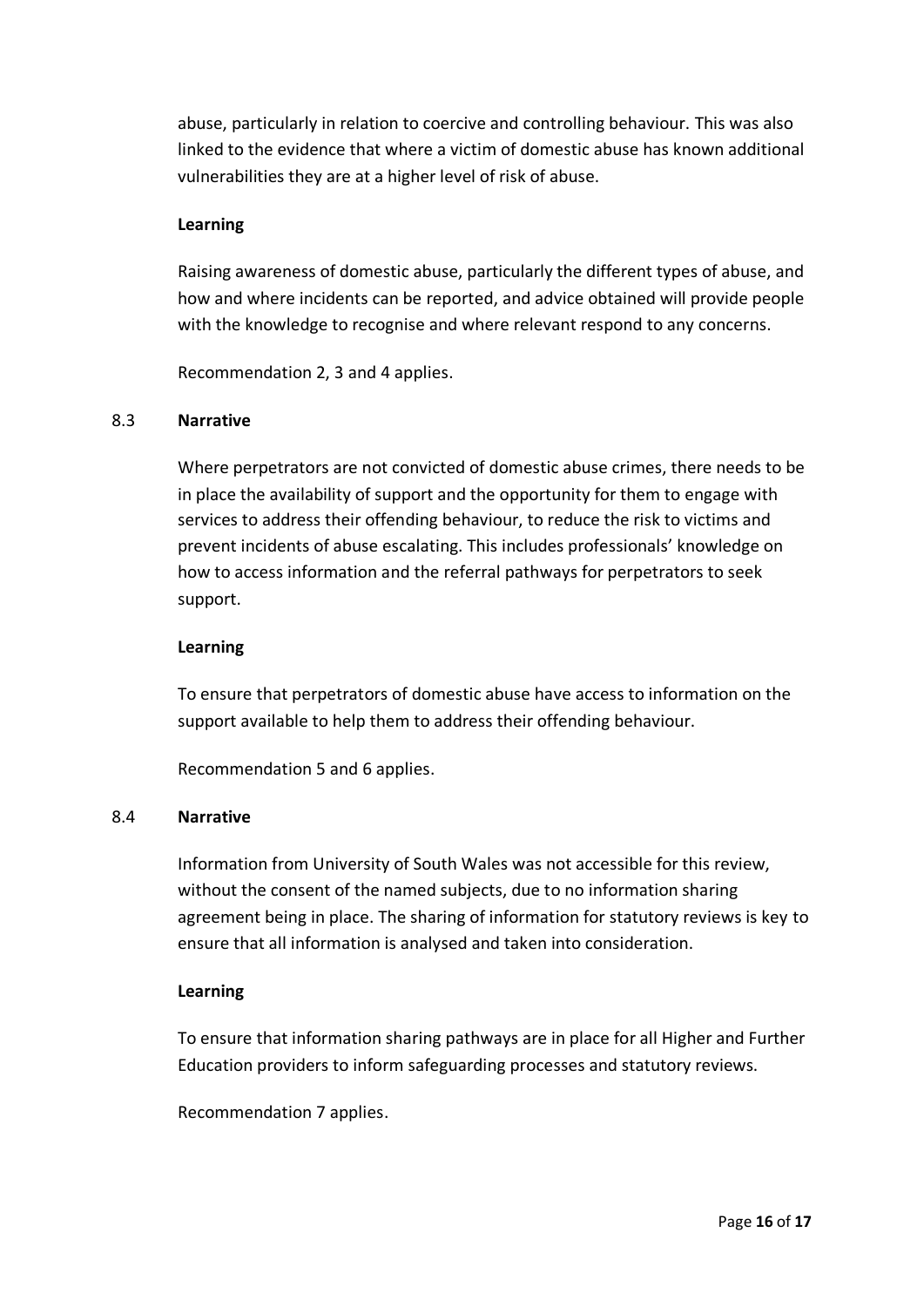abuse, particularly in relation to coercive and controlling behaviour. This was also linked to the evidence that where a victim of domestic abuse has known additional vulnerabilities they are at a higher level of risk of abuse.

**Learning**

Raising awareness of domestic abuse, particularly the different types of abuse, and how and where incidents can be reported, and advice obtained will provide people with the knowledge to recognise and where relevant respond to any concerns.

Recommendation 2, 3 and 4 applies.

8.3 **Narrative**

Where perpetrators are not convicted of domestic abuse crimes, there needs to be in place the availability of support and the opportunity for them to engage with services to address their offending behaviour, to reduce the risk to victims and prevent incidents of abuse escalating. This includes professionals' knowledge on how to access information and the referral pathways for perpetrators to seek support.

**Learning**

To ensure that perpetrators of domestic abuse have access to information on the support available to help them to address their offending behaviour.

Recommendation 5 and 6 applies.

8.4 **Narrative**

Information from University of South Wales was not accessible for this review, without the consent of the named subjects, due to no information sharing agreement being in place. The sharing of information for statutory reviews is key to ensure that all information is analysed and taken into consideration.

**Learning**

To ensure that information sharing pathways are in place for all Higher and Further Education providers to inform safeguarding processes and statutory reviews.

Recommendation 7 applies.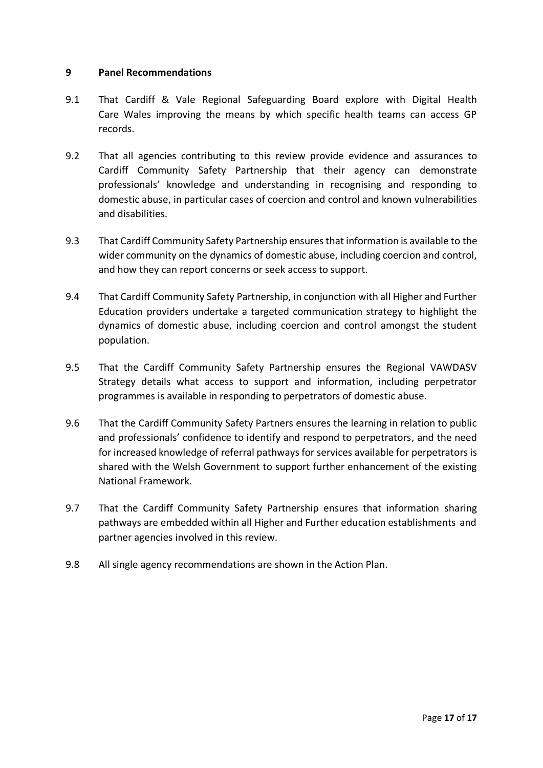## 9 Panel Recommendations

9.1 That Cardiff & Vale Regional Safeguarding Board explore with Digital Health Care Wales improving the means by which specific health teams can access GP records.

9.2 That all agencies contributing to this review provide evidence and assurances to Cardiff Community Safety Partnership that their agency can demonstrate professionals' knowledge and understanding in recognising and responding to domestic abuse, in particular cases of coercion and control and known vulnerabilities and disabilities.

9.3 That Cardiff Community Safety Partnership ensures that information is available to the wider community on the dynamics of domestic abuse, including coercion and control, and how they can report concerns or seek access to support.

9.4 That Cardiff Community Safety Partnership, in conjunction with all Higher and Further Education providers undertake a targeted communication strategy to highlight the dynamics of domestic abuse, including coercion and control amongst the student population.

9.5 That the Cardiff Community Safety Partnership ensures the Regional VAWDASV Strategy details what access to support and information, including perpetrator programmes is available in responding to perpetrators of domestic abuse.

9.6 That the Cardiff Community Safety Partners ensures the learning in relation to public and professionals' confidence to identify and respond to perpetrators, and the need for increased knowledge of referral pathways for services available for perpetrators is shared with the Welsh Government to support further enhancement of the existing National Framework.

9.7 That the Cardiff Community Safety Partnership ensures that information sharing pathways are embedded within all Higher and Further education establishments and partner agencies involved in this review.

9.8 All single agency recommendations are shown in the Action Plan.